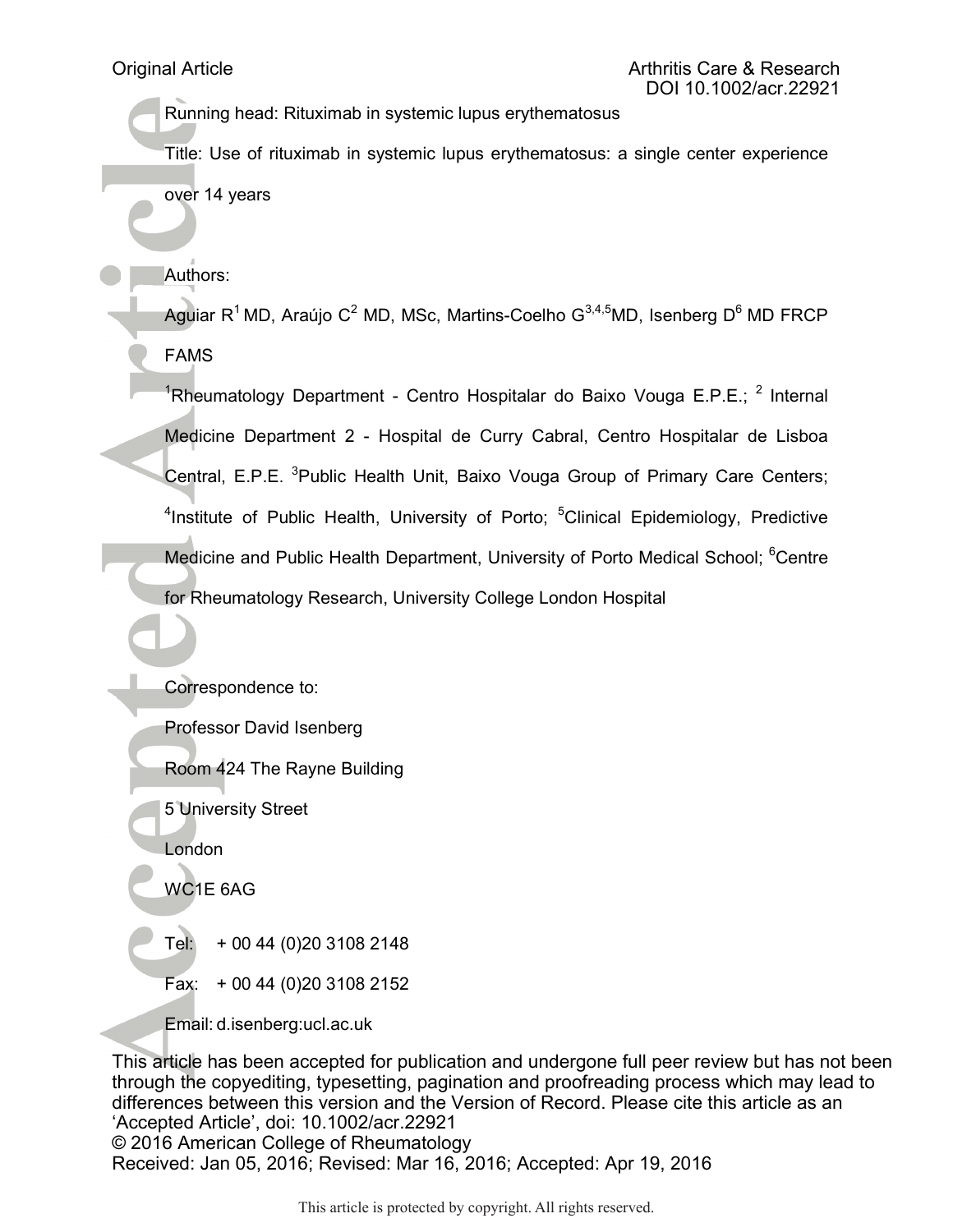Original Article

Running head: Rituximab in systemic lupus erythematosus

Title: Use of rituximab in systemic lupus erythematosus: a single center experience over 14 years

Authors:

Aguiar R[1] MD, Araújo C[2] MD, MSc, Martins-Coelho G[3,4,5]MD, Isenberg D[6] MD FRCP FAMS

[1]Rheumatology Department - Centro Hospitalar do Baixo Vouga E.P.E.; [2] Internal Medicine Department 2 - Hospital de Curry Cabral, Centro Hospitalar de Lisboa Central, E.P.E. [3]Public Health Unit, Baixo Vouga Group of Primary Care Centers; [4]Institute of Public Health, University of Porto; [5]Clinical Epidemiology, Predictive Medicine and Public Health Department, University of Porto Medical School; [6]Centre for Rheumatology Research, University College London Hospital

Correspondence to:

Professor David Isenberg

Room 424 The Rayne Building

5 University Street

London

WC1E 6AG

Tel: + 00 44 (0)20 3108 2148

Fax: + 00 44 (0)20 3108 2152

Email: d.isenberg:ucl.ac.uk

This article has been accepted for publication and undergone full peer review but has not been through the copyediting, typesetting, pagination and proofreading process which may lead to differences between this version and the Version of Record. Please cite this article as an 'Accepted Article', doi: 10.1002/acr.22921

© 2016 American College of Rheumatology

Received: Jan 05, 2016; Revised: Mar 16, 2016; Accepted: Apr 19, 2016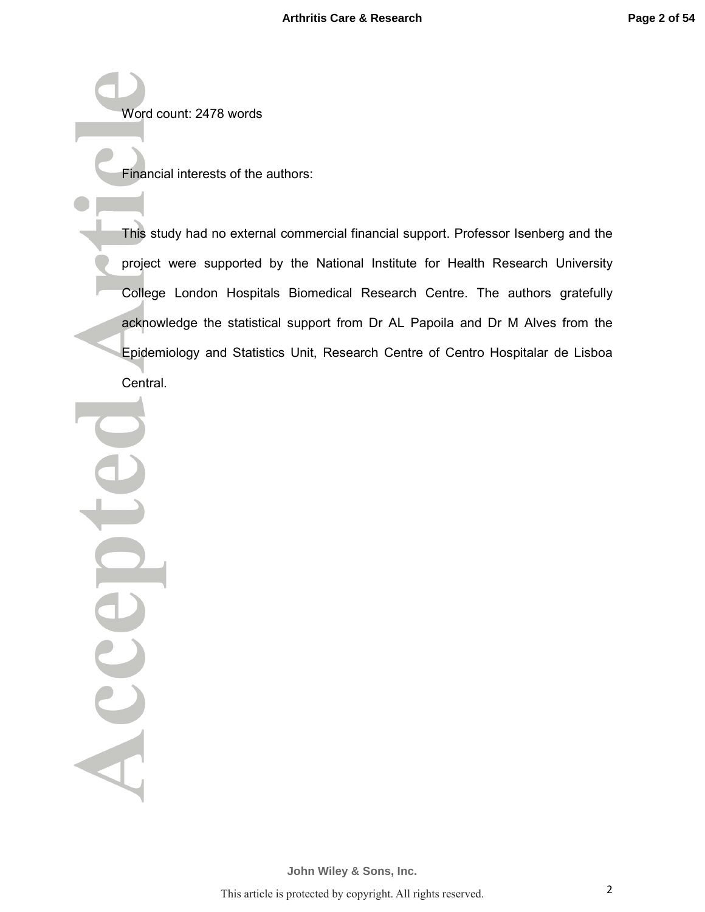Word count: 2478 words

Financial interests of the authors:

This study had no external commercial financial support. Professor Isenberg and the project were supported by the National Institute for Health Research University College London Hospitals Biomedical Research Centre. The authors gratefully acknowledge the statistical support from Dr AL Papoila and Dr M Alves from the Epidemiology and Statistics Unit, Research Centre of Centro Hospitalar de Lisboa Central.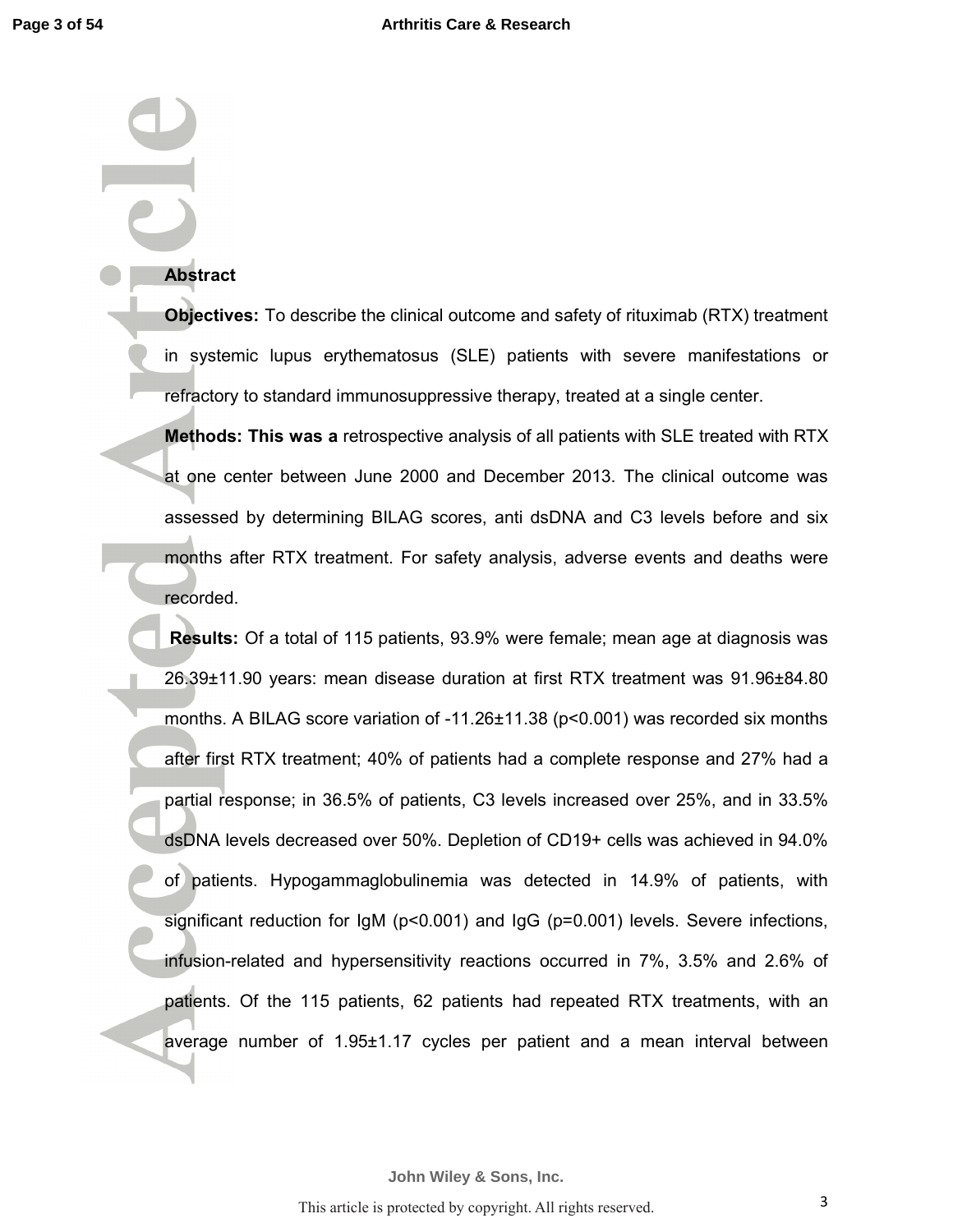**Abstract**

**Objectives:** To describe the clinical outcome and safety of rituximab (RTX) treatment in systemic lupus erythematosus (SLE) patients with severe manifestations or refractory to standard immunosuppressive therapy, treated at a single center.

**Methods: This was a** retrospective analysis of all patients with SLE treated with RTX at one center between June 2000 and December 2013. The clinical outcome was assessed by determining BILAG scores, anti dsDNA and C3 levels before and six months after RTX treatment. For safety analysis, adverse events and deaths were recorded.

**Results:** Of a total of 115 patients, 93.9% were female; mean age at diagnosis was 26.39±11.90 years: mean disease duration at first RTX treatment was 91.96±84.80 months. A BILAG score variation of -11.26±11.38 ($p<0.001$) was recorded six months after first RTX treatment; 40% of patients had a complete response and 27% had a partial response; in 36.5% of patients, C3 levels increased over 25%, and in 33.5% dsDNA levels decreased over 50%. Depletion of CD19+ cells was achieved in 94.0% of patients. Hypogammaglobulinemia was detected in 14.9% of patients, with significant reduction for IgM ($p<0.001$) and IgG ($p=0.001$) levels. Severe infections, infusion-related and hypersensitivity reactions occurred in 7%, 3.5% and 2.6% of patients. Of the 115 patients, 62 patients had repeated RTX treatments, with an average number of 1.95±1.17 cycles per patient and a mean interval between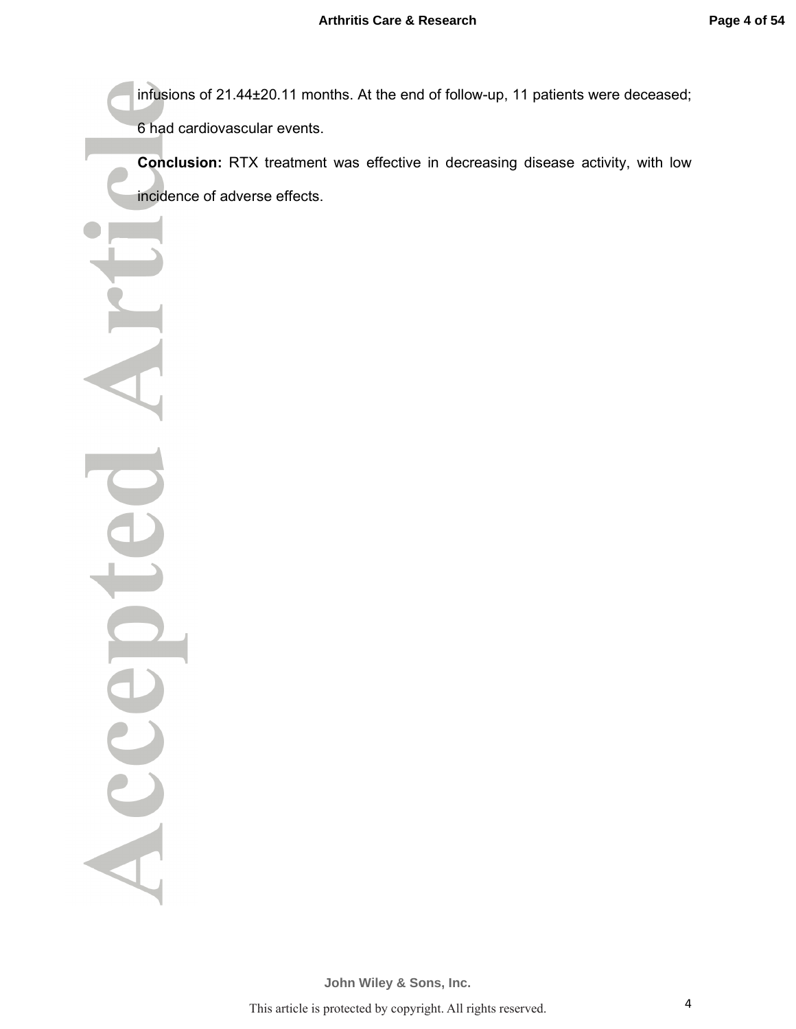infusions of 21.44±20.11 months. At the end of follow-up, 11 patients were deceased; 6 had cardiovascular events.

**Conclusion:** RTX treatment was effective in decreasing disease activity, with low incidence of adverse effects.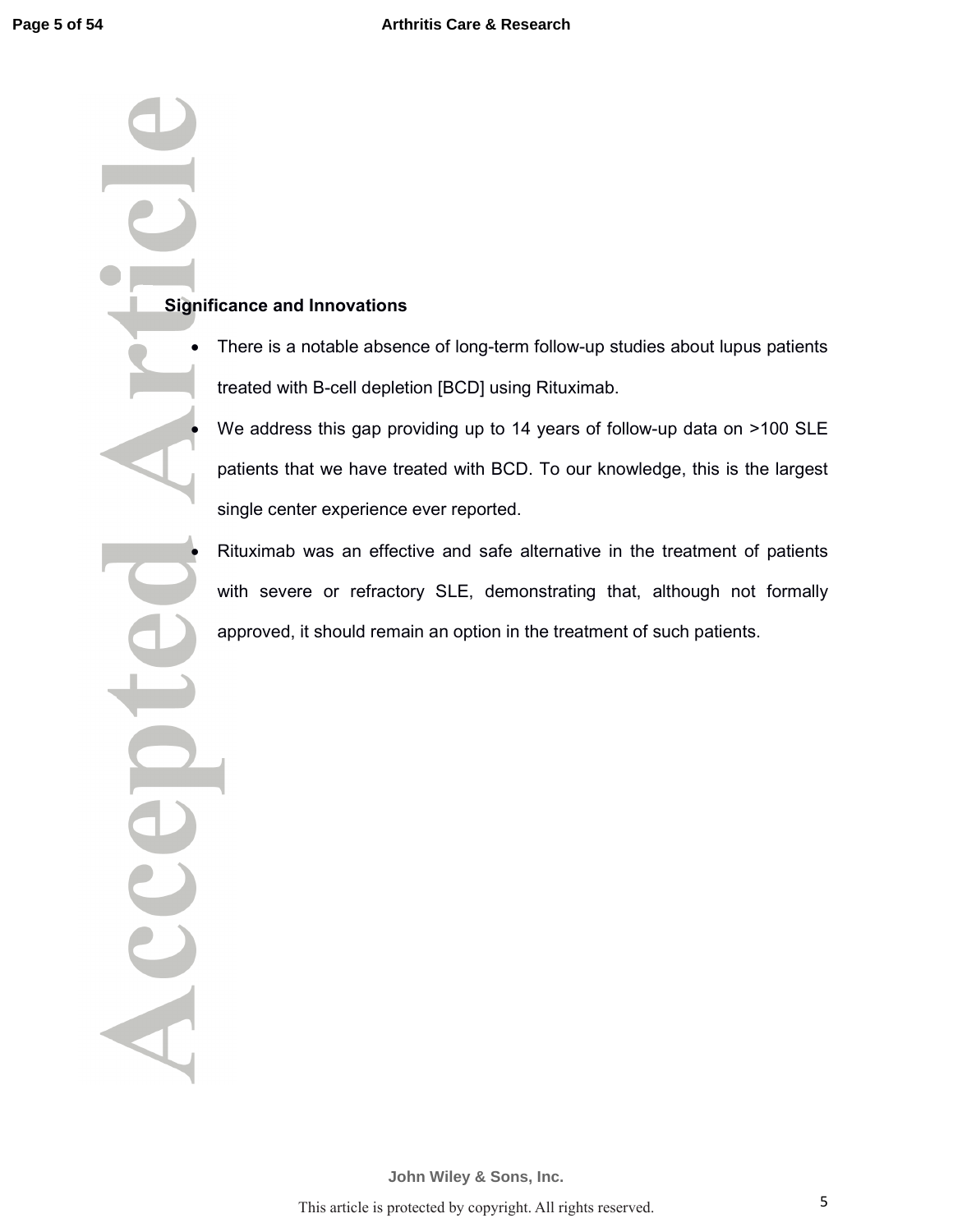**Significance and Innovations**

- There is a notable absence of long-term follow-up studies about lupus patients treated with B-cell depletion [BCD] using Rituximab.
- We address this gap providing up to 14 years of follow-up data on >100 SLE patients that we have treated with BCD. To our knowledge, this is the largest single center experience ever reported.
- Rituximab was an effective and safe alternative in the treatment of patients with severe or refractory SLE, demonstrating that, although not formally approved, it should remain an option in the treatment of such patients.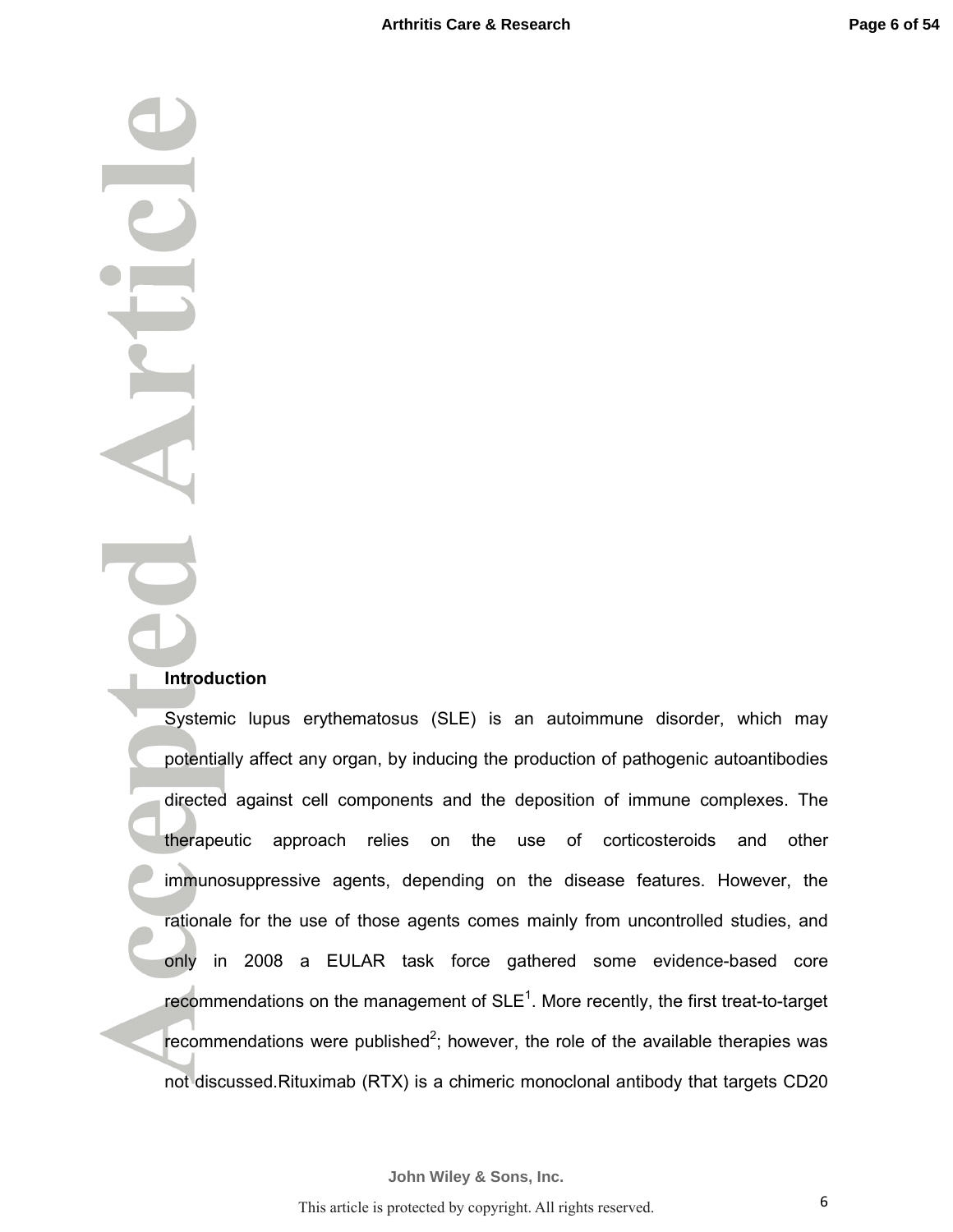## Introduction

Systemic lupus erythematosus (SLE) is an autoimmune disorder, which may potentially affect any organ, by inducing the production of pathogenic autoantibodies directed against cell components and the deposition of immune complexes. The therapeutic approach relies on the use of corticosteroids and other immunosuppressive agents, depending on the disease features. However, the rationale for the use of those agents comes mainly from uncontrolled studies, and only in 2008 a EULAR task force gathered some evidence-based core recommendations on the management of SLE[1]. More recently, the first treat-to-target recommendations were published[2]; however, the role of the available therapies was not discussed.Rituximab (RTX) is a chimeric monoclonal antibody that targets CD20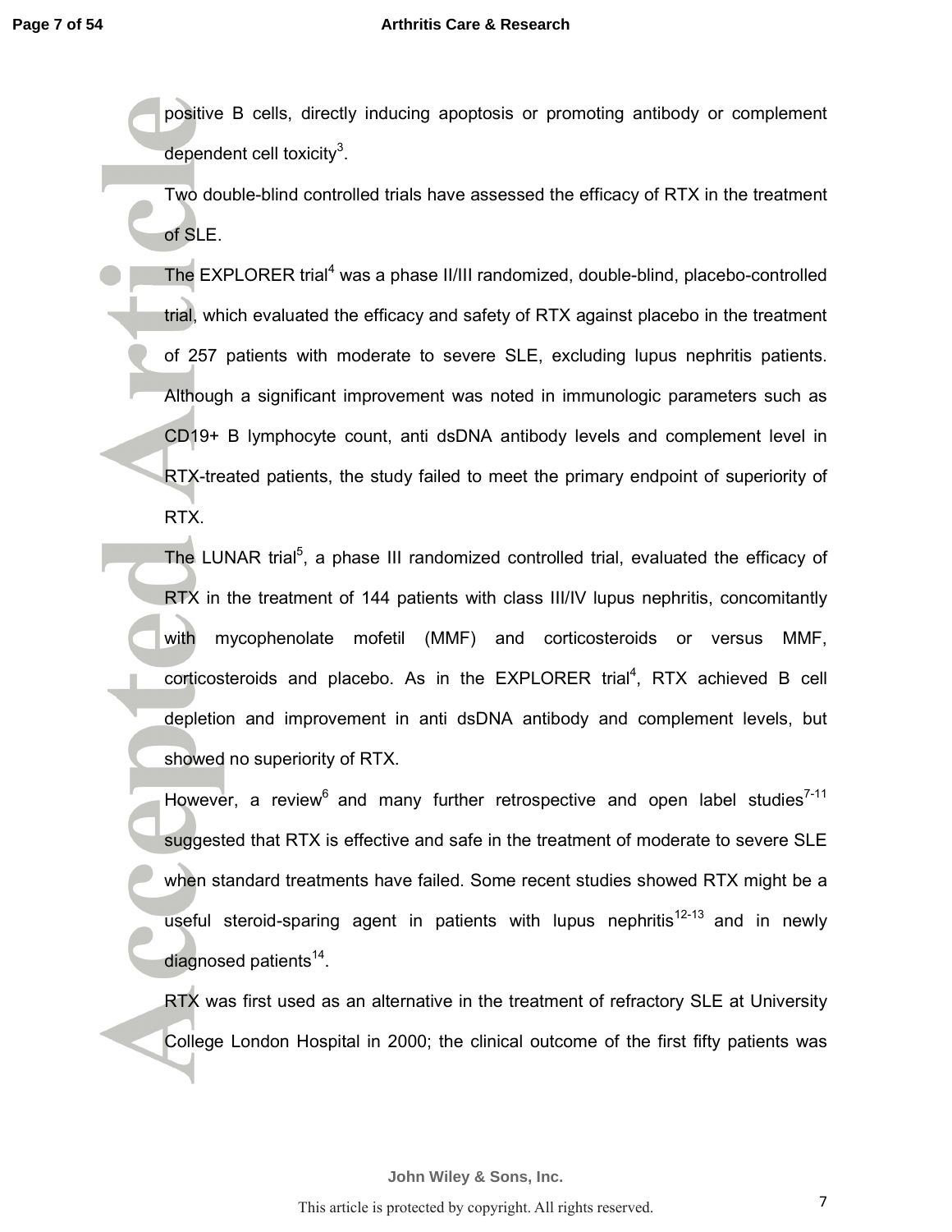positive B cells, directly inducing apoptosis or promoting antibody or complement dependent cell toxicity[3].

Two double-blind controlled trials have assessed the efficacy of RTX in the treatment of SLE.

The EXPLORER trial[4] was a phase II/III randomized, double-blind, placebo-controlled trial, which evaluated the efficacy and safety of RTX against placebo in the treatment of 257 patients with moderate to severe SLE, excluding lupus nephritis patients. Although a significant improvement was noted in immunologic parameters such as CD19+ B lymphocyte count, anti dsDNA antibody levels and complement level in RTX-treated patients, the study failed to meet the primary endpoint of superiority of RTX.

The LUNAR trial[5], a phase III randomized controlled trial, evaluated the efficacy of RTX in the treatment of 144 patients with class III/IV lupus nephritis, concomitantly with mycophenolate mofetil (MMF) and corticosteroids or versus MMF, corticosteroids and placebo. As in the EXPLORER trial[4], RTX achieved B cell depletion and improvement in anti dsDNA antibody and complement levels, but showed no superiority of RTX.

However, a review[6] and many further retrospective and open label studies[7-11] suggested that RTX is effective and safe in the treatment of moderate to severe SLE when standard treatments have failed. Some recent studies showed RTX might be a useful steroid-sparing agent in patients with lupus nephritis[12-13] and in newly diagnosed patients[14].

RTX was first used as an alternative in the treatment of refractory SLE at University College London Hospital in 2000; the clinical outcome of the first fifty patients was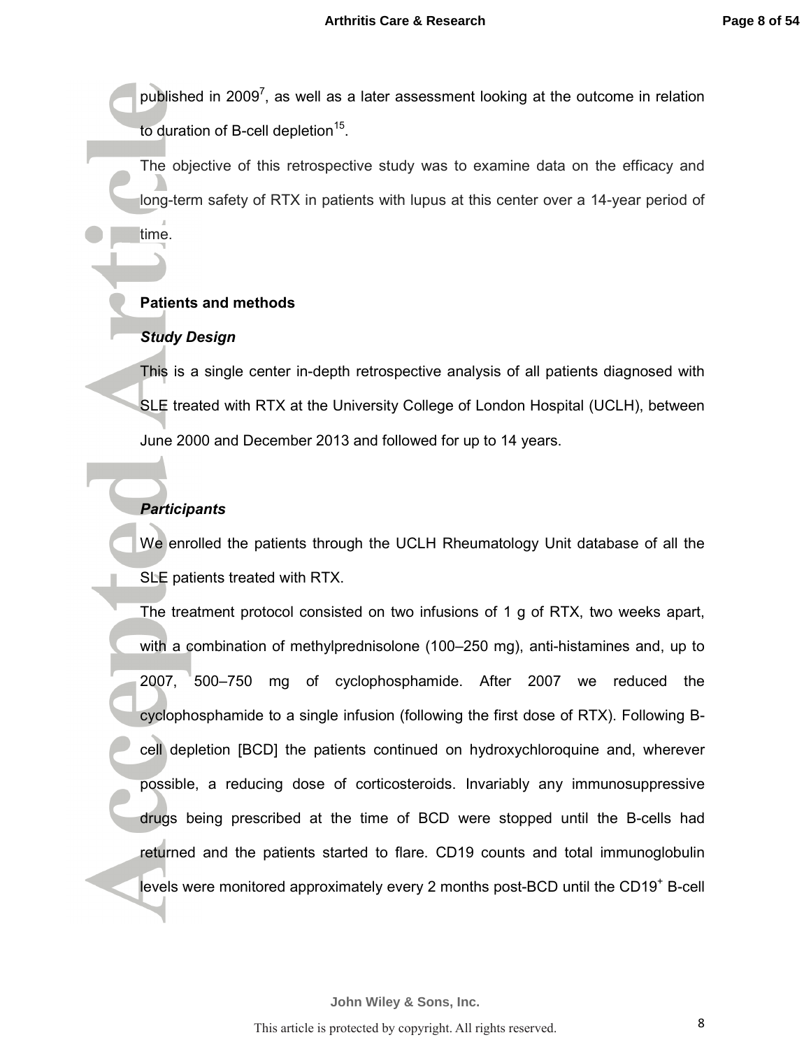published in 2009[7], as well as a later assessment looking at the outcome in relation to duration of B-cell depletion[15].

The objective of this retrospective study was to examine data on the efficacy and long-term safety of RTX in patients with lupus at this center over a 14-year period of time.

## Patients and methods

### *Study Design*

This is a single center in-depth retrospective analysis of all patients diagnosed with SLE treated with RTX at the University College of London Hospital (UCLH), between June 2000 and December 2013 and followed for up to 14 years.

### *Participants*

We enrolled the patients through the UCLH Rheumatology Unit database of all the SLE patients treated with RTX.

The treatment protocol consisted on two infusions of 1 g of RTX, two weeks apart, with a combination of methylprednisolone (100–250 mg), anti-histamines and, up to 2007, 500–750 mg of cyclophosphamide. After 2007 we reduced the cyclophosphamide to a single infusion (following the first dose of RTX). Following B-cell depletion [BCD] the patients continued on hydroxychloroquine and, wherever possible, a reducing dose of corticosteroids. Invariably any immunosuppressive drugs being prescribed at the time of BCD were stopped until the B-cells had returned and the patients started to flare. CD19 counts and total immunoglobulin levels were monitored approximately every 2 months post-BCD until the $CD19^{+}$ B-cell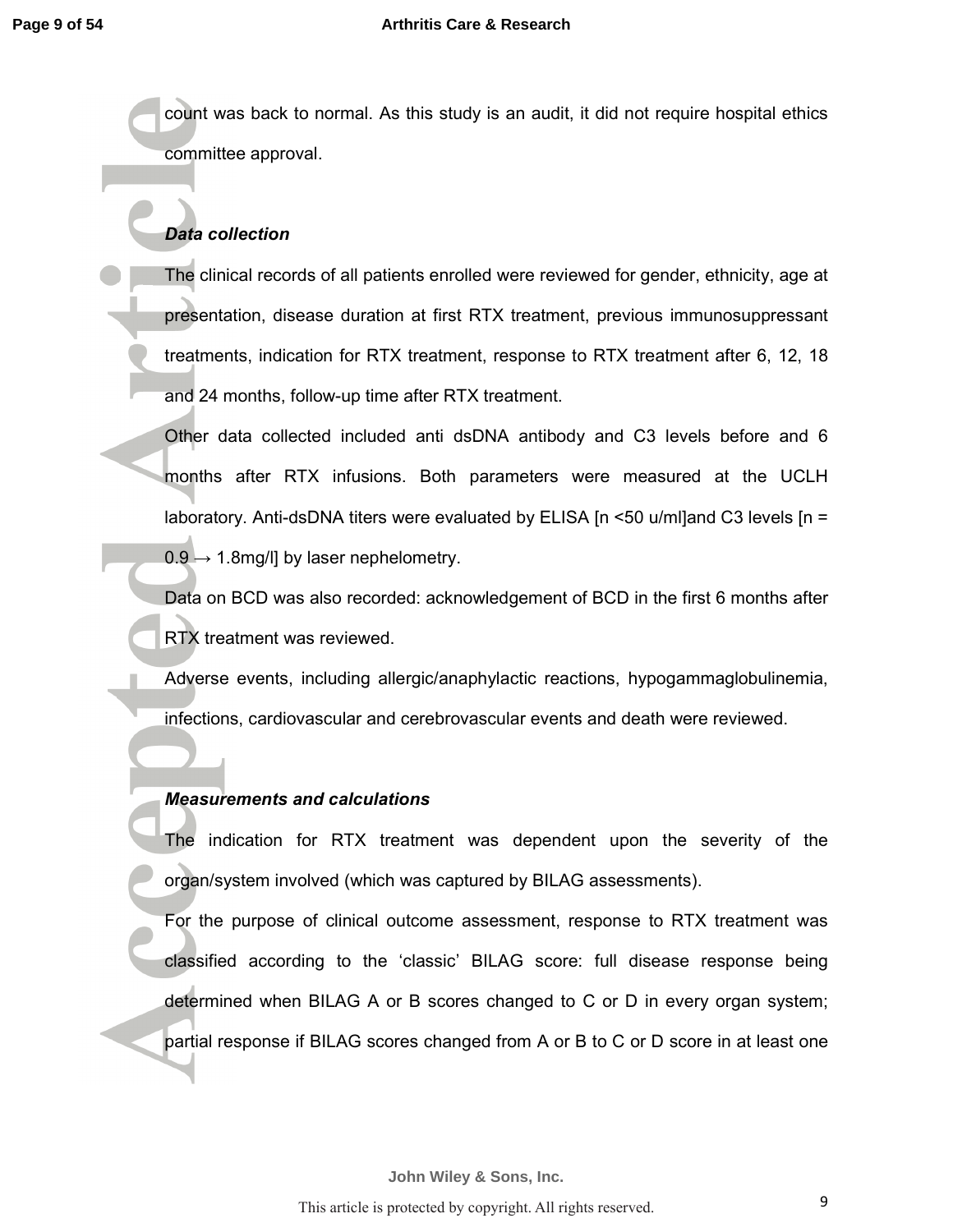count was back to normal. As this study is an audit, it did not require hospital ethics committee approval.

### *Data collection*

The clinical records of all patients enrolled were reviewed for gender, ethnicity, age at presentation, disease duration at first RTX treatment, previous immunosuppressant treatments, indication for RTX treatment, response to RTX treatment after 6, 12, 18 and 24 months, follow-up time after RTX treatment.

Other data collected included anti dsDNA antibody and C3 levels before and 6 months after RTX infusions. Both parameters were measured at the UCLH laboratory. Anti-dsDNA titers were evaluated by ELISA [n <50 u/ml]and C3 levels [n = 0.9 → 1.8mg/l] by laser nephelometry.

Data on BCD was also recorded: acknowledgement of BCD in the first 6 months after RTX treatment was reviewed.

Adverse events, including allergic/anaphylactic reactions, hypogammaglobulinemia, infections, cardiovascular and cerebrovascular events and death were reviewed.

### *Measurements and calculations*

The indication for RTX treatment was dependent upon the severity of the organ/system involved (which was captured by BILAG assessments).

For the purpose of clinical outcome assessment, response to RTX treatment was classified according to the 'classic' BILAG score: full disease response being determined when BILAG A or B scores changed to C or D in every organ system; partial response if BILAG scores changed from A or B to C or D score in at least one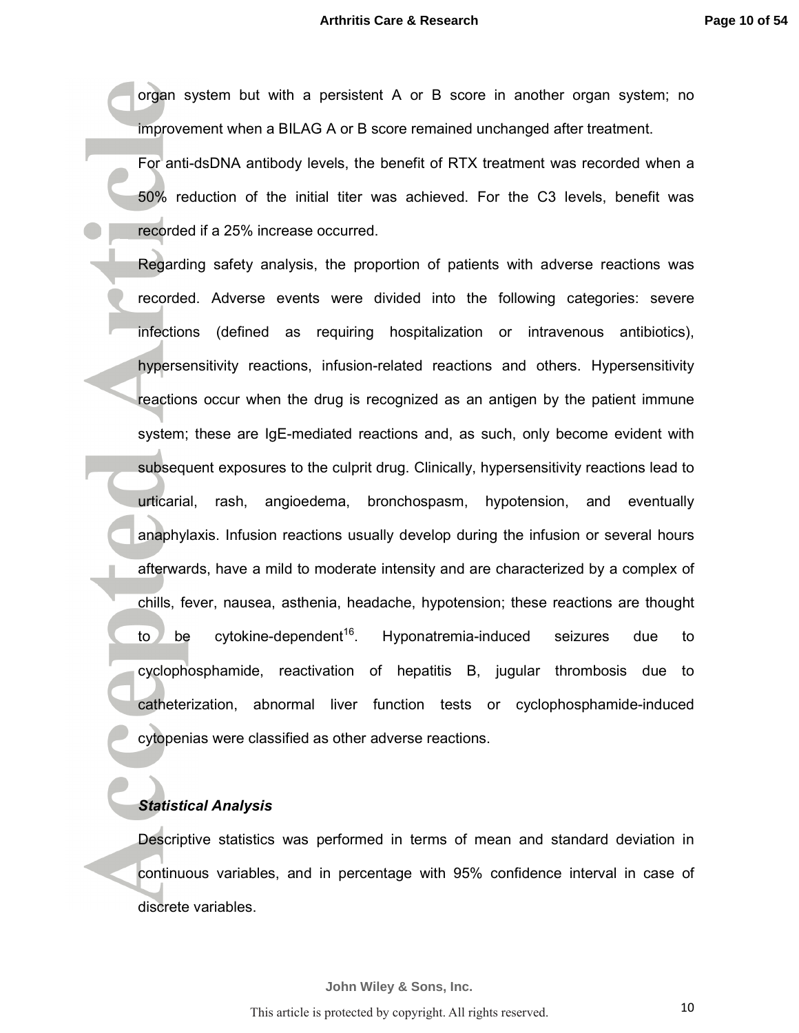organ system but with a persistent A or B score in another organ system; no improvement when a BILAG A or B score remained unchanged after treatment.

For anti-dsDNA antibody levels, the benefit of RTX treatment was recorded when a 50% reduction of the initial titer was achieved. For the C3 levels, benefit was recorded if a 25% increase occurred.

Regarding safety analysis, the proportion of patients with adverse reactions was recorded. Adverse events were divided into the following categories: severe infections (defined as requiring hospitalization or intravenous antibiotics), hypersensitivity reactions, infusion-related reactions and others. Hypersensitivity reactions occur when the drug is recognized as an antigen by the patient immune system; these are IgE-mediated reactions and, as such, only become evident with subsequent exposures to the culprit drug. Clinically, hypersensitivity reactions lead to urticarial, rash, angioedema, bronchospasm, hypotension, and eventually anaphylaxis. Infusion reactions usually develop during the infusion or several hours afterwards, have a mild to moderate intensity and are characterized by a complex of chills, fever, nausea, asthenia, headache, hypotension; these reactions are thought to be cytokine-dependent[16]. Hyponatremia-induced seizures due to cyclophosphamide, reactivation of hepatitis B, jugular thrombosis due to catheterization, abnormal liver function tests or cyclophosphamide-induced cytopenias were classified as other adverse reactions.

### *Statistical Analysis*

Descriptive statistics was performed in terms of mean and standard deviation in continuous variables, and in percentage with 95% confidence interval in case of discrete variables.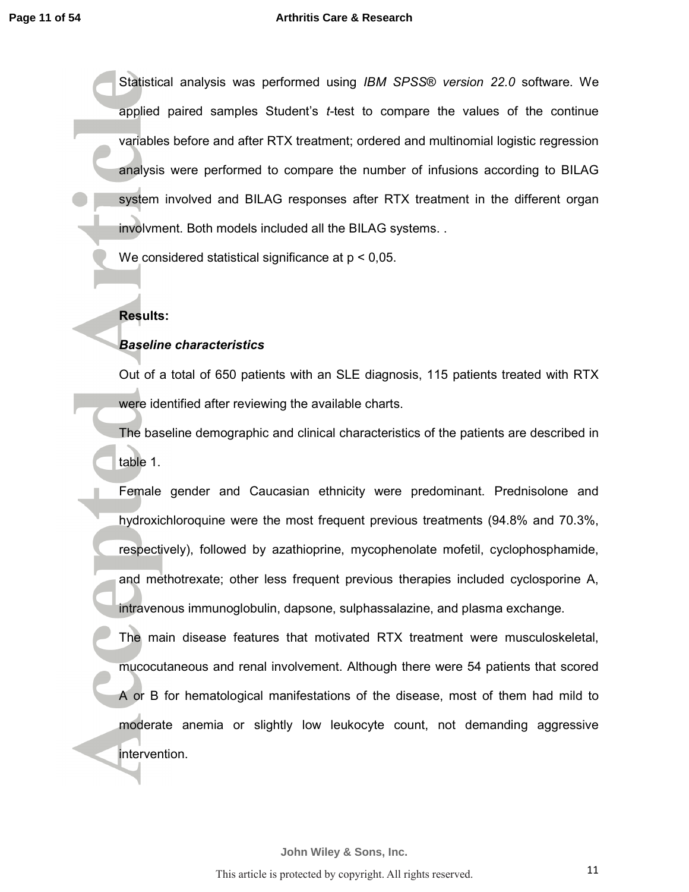Statistical analysis was performed using *IBM SPSS® version 22.0* software. We applied paired samples Student's *t*-test to compare the values of the continue variables before and after RTX treatment; ordered and multinomial logistic regression analysis were performed to compare the number of infusions according to BILAG system involved and BILAG responses after RTX treatment in the different organ involvment. Both models included all the BILAG systems. .

We considered statistical significance at p < 0,05.

**Results:**

***Baseline characteristics***

Out of a total of 650 patients with an SLE diagnosis, 115 patients treated with RTX were identified after reviewing the available charts.

The baseline demographic and clinical characteristics of the patients are described in table 1.

Female gender and Caucasian ethnicity were predominant. Prednisolone and hydroxichloroquine were the most frequent previous treatments (94.8% and 70.3%, respectively), followed by azathioprine, mycophenolate mofetil, cyclophosphamide, and methotrexate; other less frequent previous therapies included cyclosporine A, intravenous immunoglobulin, dapsone, sulphassalazine, and plasma exchange.

The main disease features that motivated RTX treatment were musculoskeletal, mucocutaneous and renal involvement. Although there were 54 patients that scored A or B for hematological manifestations of the disease, most of them had mild to moderate anemia or slightly low leukocyte count, not demanding aggressive intervention.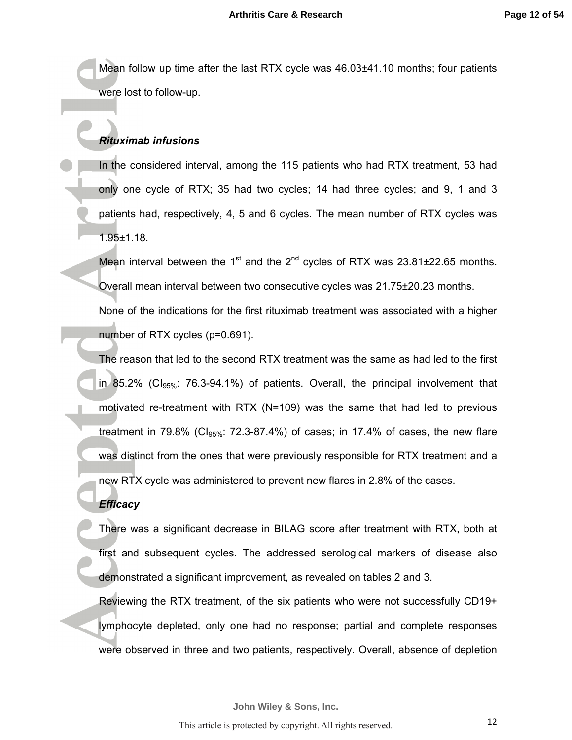Mean follow up time after the last RTX cycle was 46.03±41.10 months; four patients were lost to follow-up.

***Rituximab infusions***

In the considered interval, among the 115 patients who had RTX treatment, 53 had only one cycle of RTX; 35 had two cycles; 14 had three cycles; and 9, 1 and 3 patients had, respectively, 4, 5 and 6 cycles. The mean number of RTX cycles was 1.95±1.18.

Mean interval between the 1st and the 2nd cycles of RTX was 23.81±22.65 months. Overall mean interval between two consecutive cycles was 21.75±20.23 months.

None of the indications for the first rituximab treatment was associated with a higher number of RTX cycles (p=0.691).

The reason that led to the second RTX treatment was the same as had led to the first in 85.2% ($CI_{95\%}$: 76.3-94.1%) of patients. Overall, the principal involvement that motivated re-treatment with RTX (N=109) was the same that had led to previous treatment in 79.8% ($CI_{95\%}$: 72.3-87.4%) of cases; in 17.4% of cases, the new flare was distinct from the ones that were previously responsible for RTX treatment and a new RTX cycle was administered to prevent new flares in 2.8% of the cases.

***Efficacy***

There was a significant decrease in BILAG score after treatment with RTX, both at first and subsequent cycles. The addressed serological markers of disease also demonstrated a significant improvement, as revealed on tables 2 and 3.

Reviewing the RTX treatment, of the six patients who were not successfully CD19+ lymphocyte depleted, only one had no response; partial and complete responses were observed in three and two patients, respectively. Overall, absence of depletion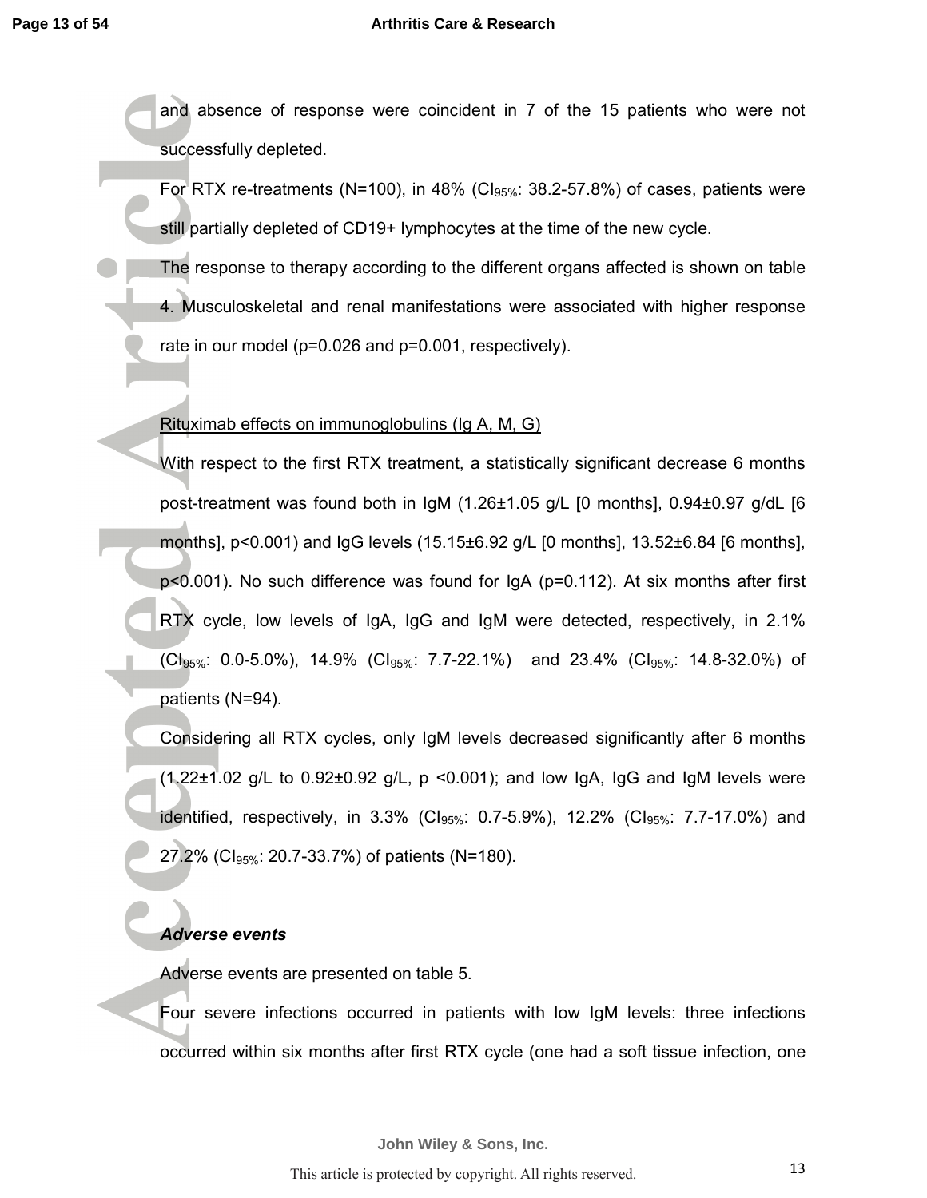and absence of response were coincident in 7 of the 15 patients who were not successfully depleted.

For RTX re-treatments (N=100), in 48% ($CI_{95\%}$: 38.2-57.8%) of cases, patients were still partially depleted of CD19+ lymphocytes at the time of the new cycle.

The response to therapy according to the different organs affected is shown on table 4. Musculoskeletal and renal manifestations were associated with higher response rate in our model (p=0.026 and p=0.001, respectively).

Rituximab effects on immunoglobulins (Ig A, M, G)

With respect to the first RTX treatment, a statistically significant decrease 6 months post-treatment was found both in IgM (1.26±1.05 g/L [0 months], 0.94±0.97 g/dL [6 months], p<0.001) and IgG levels (15.15±6.92 g/L [0 months], 13.52±6.84 [6 months], p<0.001). No such difference was found for IgA (p=0.112). At six months after first RTX cycle, low levels of IgA, IgG and IgM were detected, respectively, in 2.1% ($CI_{95\%}$: 0.0-5.0%), 14.9% ($CI_{95\%}$: 7.7-22.1%) and 23.4% ($CI_{95\%}$: 14.8-32.0%) of patients (N=94).

Considering all RTX cycles, only IgM levels decreased significantly after 6 months (1.22±1.02 g/L to 0.92±0.92 g/L, p <0.001); and low IgA, IgG and IgM levels were identified, respectively, in 3.3% ($CI_{95\%}$: 0.7-5.9%), 12.2% ($CI_{95\%}$: 7.7-17.0%) and 27.2% ($CI_{95\%}$: 20.7-33.7%) of patients (N=180).

***Adverse events***

Adverse events are presented on table 5.

Four severe infections occurred in patients with low IgM levels: three infections occurred within six months after first RTX cycle (one had a soft tissue infection, one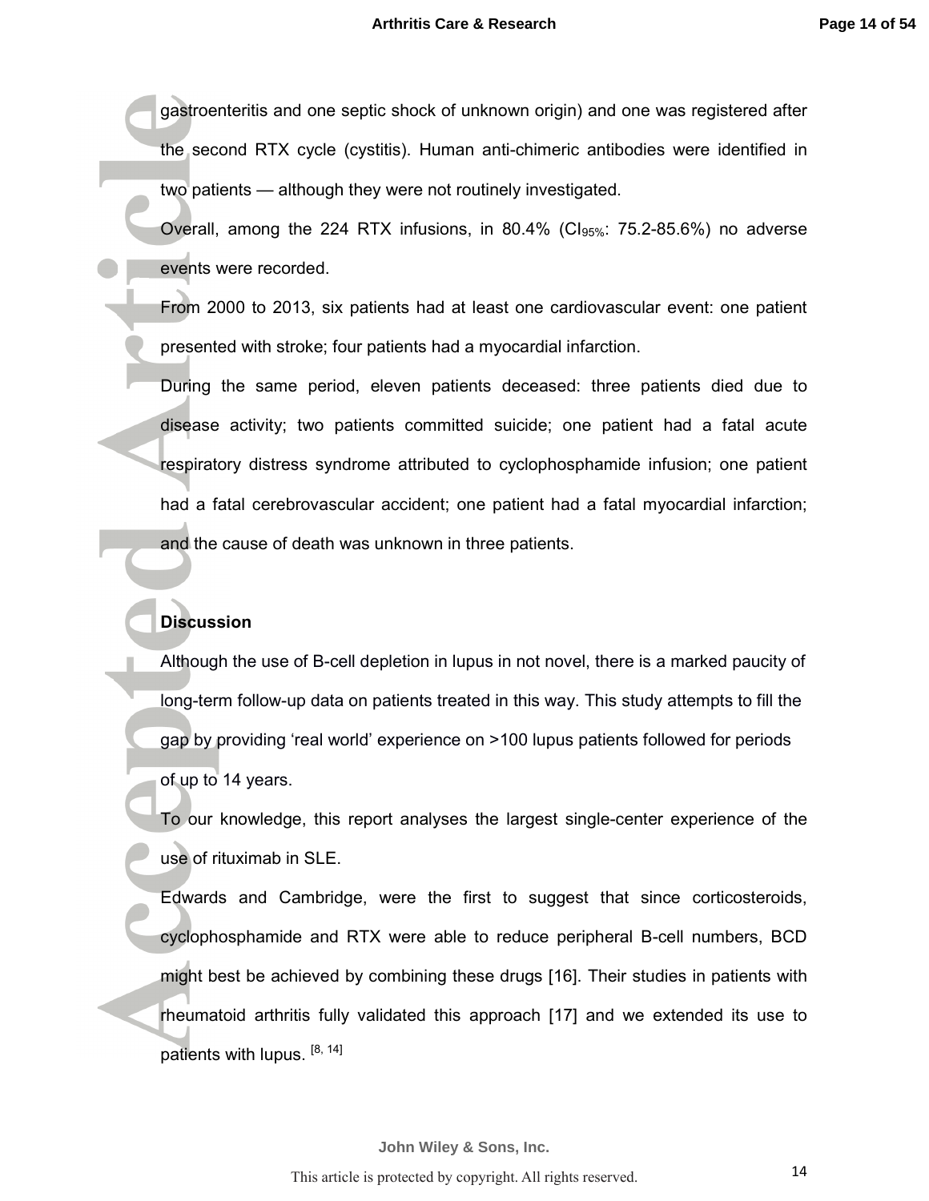gastroenteritis and one septic shock of unknown origin) and one was registered after the second RTX cycle (cystitis). Human anti-chimeric antibodies were identified in two patients — although they were not routinely investigated.

Overall, among the 224 RTX infusions, in 80.4% ($CI_{95\%}$: 75.2-85.6%) no adverse events were recorded.

From 2000 to 2013, six patients had at least one cardiovascular event: one patient presented with stroke; four patients had a myocardial infarction.

During the same period, eleven patients deceased: three patients died due to disease activity; two patients committed suicide; one patient had a fatal acute respiratory distress syndrome attributed to cyclophosphamide infusion; one patient had a fatal cerebrovascular accident; one patient had a fatal myocardial infarction; and the cause of death was unknown in three patients.

## Discussion

Although the use of B-cell depletion in lupus in not novel, there is a marked paucity of long-term follow-up data on patients treated in this way. This study attempts to fill the gap by providing 'real world' experience on >100 lupus patients followed for periods of up to 14 years.

To our knowledge, this report analyses the largest single-center experience of the use of rituximab in SLE.

Edwards and Cambridge, were the first to suggest that since corticosteroids, cyclophosphamide and RTX were able to reduce peripheral B-cell numbers, BCD might best be achieved by combining these drugs [16]. Their studies in patients with rheumatoid arthritis fully validated this approach [17] and we extended its use to patients with lupus. [8, 14]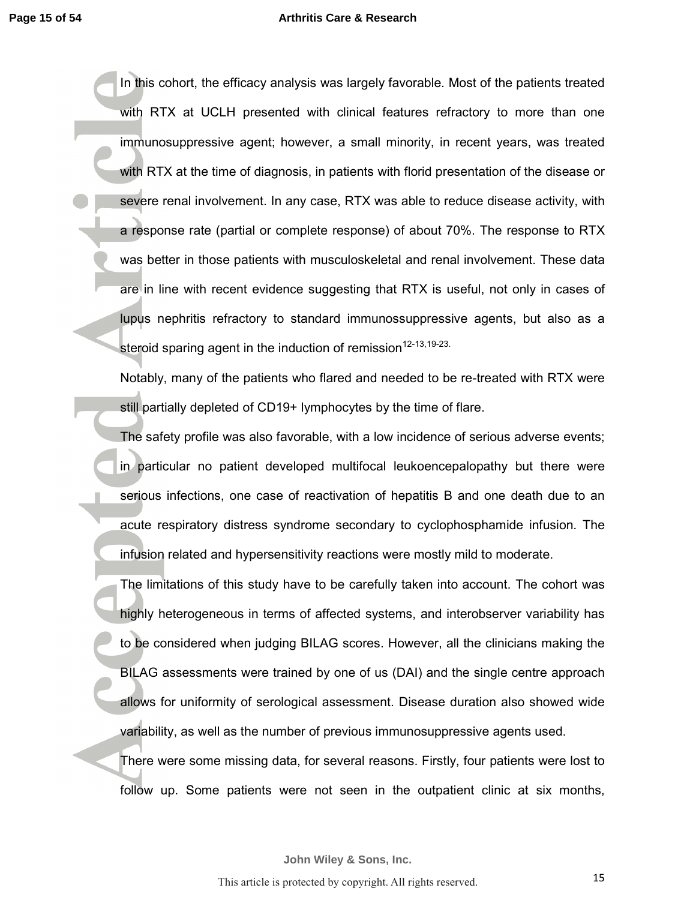In this cohort, the efficacy analysis was largely favorable. Most of the patients treated with RTX at UCLH presented with clinical features refractory to more than one immunosuppressive agent; however, a small minority, in recent years, was treated with RTX at the time of diagnosis, in patients with florid presentation of the disease or severe renal involvement. In any case, RTX was able to reduce disease activity, with a response rate (partial or complete response) of about 70%. The response to RTX was better in those patients with musculoskeletal and renal involvement. These data are in line with recent evidence suggesting that RTX is useful, not only in cases of lupus nephritis refractory to standard immunossuppressive agents, but also as a steroid sparing agent in the induction of remission[12-13,19-23.]

Notably, many of the patients who flared and needed to be re-treated with RTX were still partially depleted of CD19+ lymphocytes by the time of flare.

The safety profile was also favorable, with a low incidence of serious adverse events; in particular no patient developed multifocal leukoencepalopathy but there were serious infections, one case of reactivation of hepatitis B and one death due to an acute respiratory distress syndrome secondary to cyclophosphamide infusion. The infusion related and hypersensitivity reactions were mostly mild to moderate.

The limitations of this study have to be carefully taken into account. The cohort was highly heterogeneous in terms of affected systems, and interobserver variability has to be considered when judging BILAG scores. However, all the clinicians making the BILAG assessments were trained by one of us (DAI) and the single centre approach allows for uniformity of serological assessment. Disease duration also showed wide variability, as well as the number of previous immunosuppressive agents used.

There were some missing data, for several reasons. Firstly, four patients were lost to follow up. Some patients were not seen in the outpatient clinic at six months,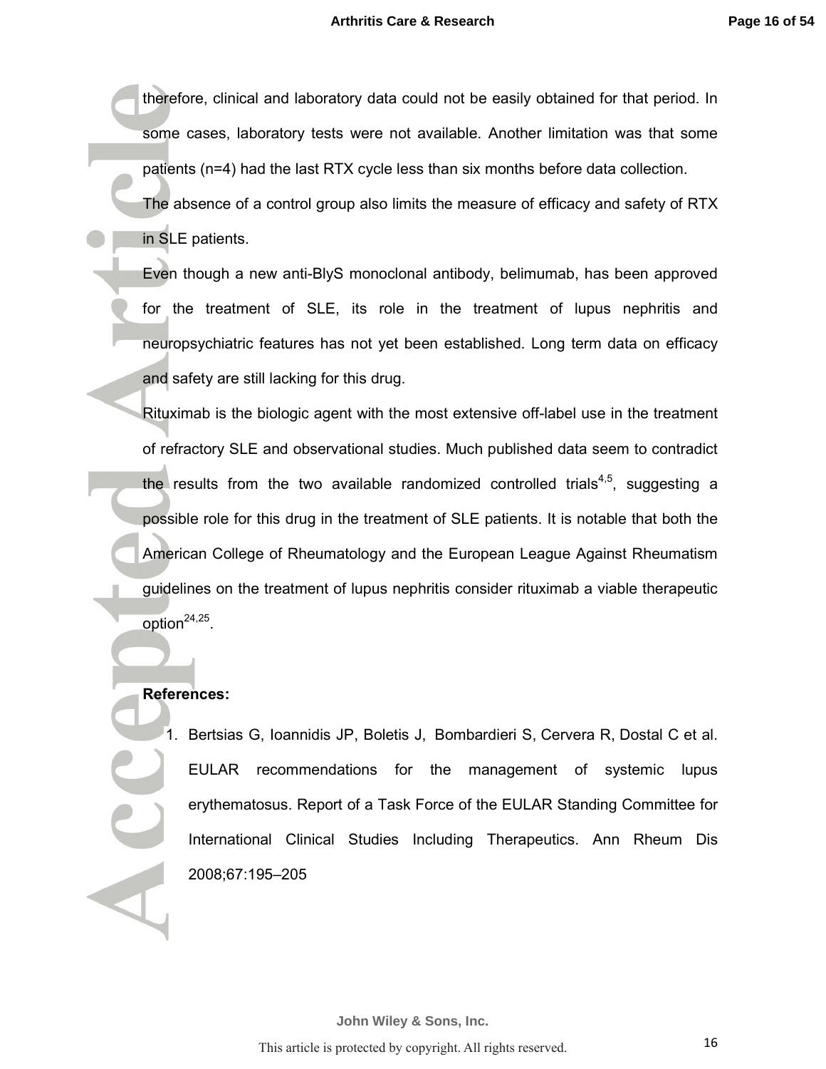therefore, clinical and laboratory data could not be easily obtained for that period. In some cases, laboratory tests were not available. Another limitation was that some patients (n=4) had the last RTX cycle less than six months before data collection.

The absence of a control group also limits the measure of efficacy and safety of RTX in SLE patients.

Even though a new anti-BlyS monoclonal antibody, belimumab, has been approved for the treatment of SLE, its role in the treatment of lupus nephritis and neuropsychiatric features has not yet been established. Long term data on efficacy and safety are still lacking for this drug.

Rituximab is the biologic agent with the most extensive off-label use in the treatment of refractory SLE and observational studies. Much published data seem to contradict the results from the two available randomized controlled trials[4,5], suggesting a possible role for this drug in the treatment of SLE patients. It is notable that both the American College of Rheumatology and the European League Against Rheumatism guidelines on the treatment of lupus nephritis consider rituximab a viable therapeutic option[24,25].

**References:**

1. Bertsias G, Ioannidis JP, Boletis J, Bombardieri S, Cervera R, Dostal C et al. EULAR recommendations for the management of systemic lupus erythematosus. Report of a Task Force of the EULAR Standing Committee for International Clinical Studies Including Therapeutics. Ann Rheum Dis 2008;67:195–205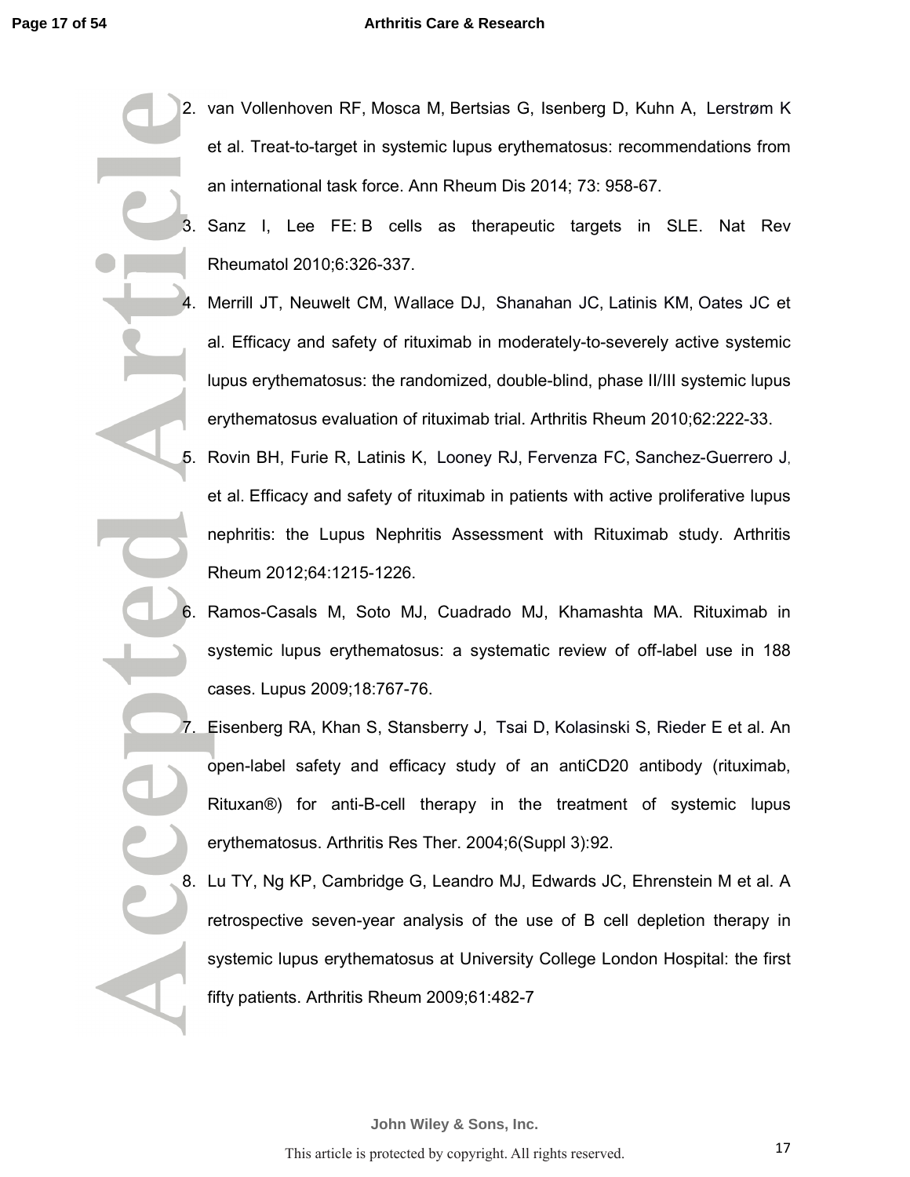2. van Vollenhoven RF, Mosca M, Bertsias G, Isenberg D, Kuhn A, Lerstrøm K et al. Treat-to-target in systemic lupus erythematosus: recommendations from an international task force. Ann Rheum Dis 2014; 73: 958-67.
3. Sanz I, Lee FE: B cells as therapeutic targets in SLE. Nat Rev Rheumatol 2010;6:326-337.
4. Merrill JT, Neuwelt CM, Wallace DJ, Shanahan JC, Latinis KM, Oates JC et al. Efficacy and safety of rituximab in moderately-to-severely active systemic lupus erythematosus: the randomized, double-blind, phase II/III systemic lupus erythematosus evaluation of rituximab trial. Arthritis Rheum 2010;62:222-33.
5. Rovin BH, Furie R, Latinis K, Looney RJ, Fervenza FC, Sanchez-Guerrero J, et al. Efficacy and safety of rituximab in patients with active proliferative lupus nephritis: the Lupus Nephritis Assessment with Rituximab study. Arthritis Rheum 2012;64:1215-1226.
6. Ramos-Casals M, Soto MJ, Cuadrado MJ, Khamashta MA. Rituximab in systemic lupus erythematosus: a systematic review of off-label use in 188 cases. Lupus 2009;18:767-76.
7. Eisenberg RA, Khan S, Stansberry J, Tsai D, Kolasinski S, Rieder E et al. An open-label safety and efficacy study of an antiCD20 antibody (rituximab, Rituxan®) for anti-B-cell therapy in the treatment of systemic lupus erythematosus. Arthritis Res Ther. 2004;6(Suppl 3):92.
8. Lu TY, Ng KP, Cambridge G, Leandro MJ, Edwards JC, Ehrenstein M et al. A retrospective seven-year analysis of the use of B cell depletion therapy in systemic lupus erythematosus at University College London Hospital: the first fifty patients. Arthritis Rheum 2009;61:482-7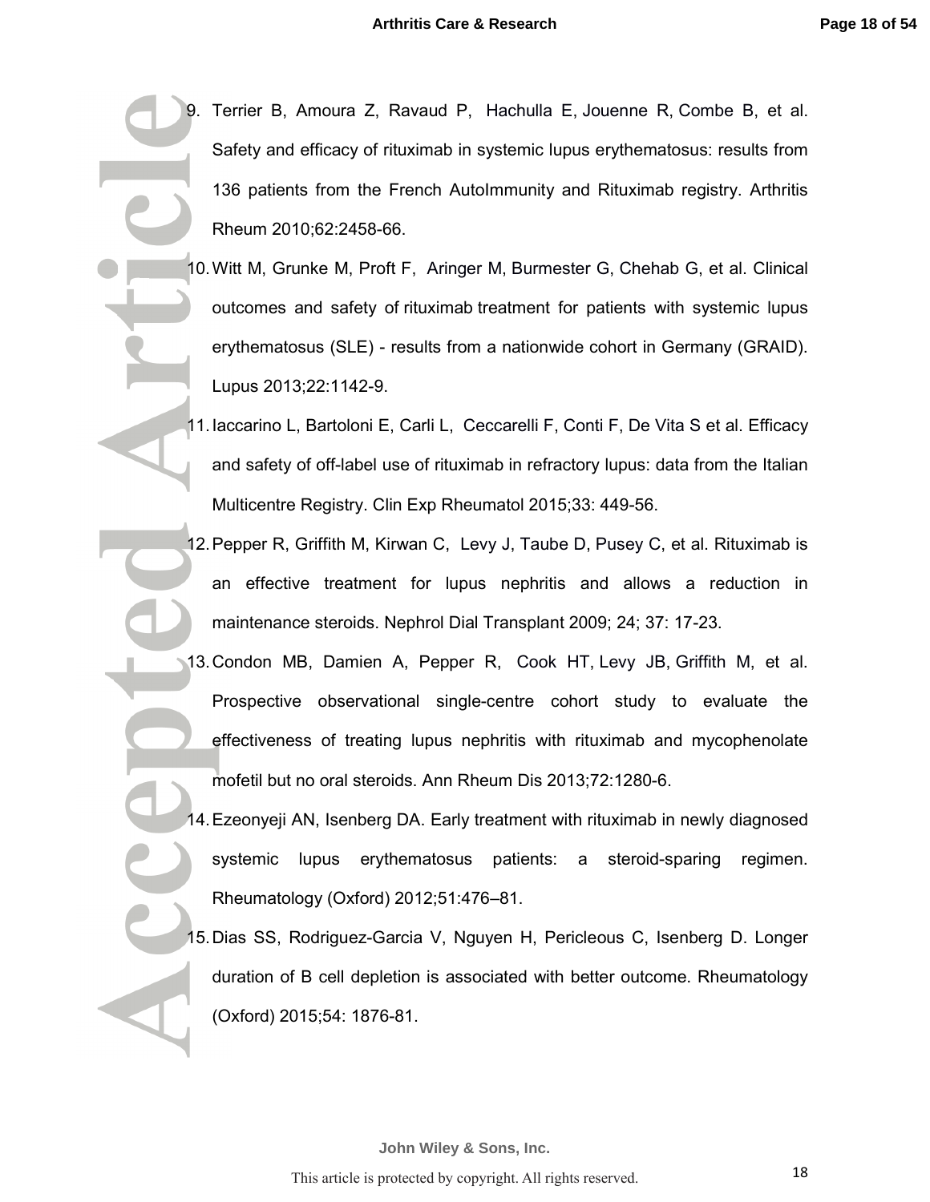9. Terrier B, Amoura Z, Ravaud P, Hachulla E, Jouenne R, Combe B, et al. Safety and efficacy of rituximab in systemic lupus erythematosus: results from 136 patients from the French AutoImmunity and Rituximab registry. Arthritis Rheum 2010;62:2458-66.
10. Witt M, Grunke M, Proft F, Aringer M, Burmester G, Chehab G, et al. Clinical outcomes and safety of rituximab treatment for patients with systemic lupus erythematosus (SLE) - results from a nationwide cohort in Germany (GRAID). Lupus 2013;22:1142-9.
11. Iaccarino L, Bartoloni E, Carli L, Ceccarelli F, Conti F, De Vita S et al. Efficacy and safety of off-label use of rituximab in refractory lupus: data from the Italian Multicentre Registry. Clin Exp Rheumatol 2015;33: 449-56.
12. Pepper R, Griffith M, Kirwan C, Levy J, Taube D, Pusey C, et al. Rituximab is an effective treatment for lupus nephritis and allows a reduction in maintenance steroids. Nephrol Dial Transplant 2009; 24; 37: 17-23.
13. Condon MB, Damien A, Pepper R, Cook HT, Levy JB, Griffith M, et al. Prospective observational single-centre cohort study to evaluate the effectiveness of treating lupus nephritis with rituximab and mycophenolate mofetil but no oral steroids. Ann Rheum Dis 2013;72:1280-6.
14. Ezeonyeji AN, Isenberg DA. Early treatment with rituximab in newly diagnosed systemic lupus erythematosus patients: a steroid-sparing regimen. Rheumatology (Oxford) 2012;51:476–81.
15. Dias SS, Rodriguez-Garcia V, Nguyen H, Pericleous C, Isenberg D. Longer duration of B cell depletion is associated with better outcome. Rheumatology (Oxford) 2015;54: 1876-81.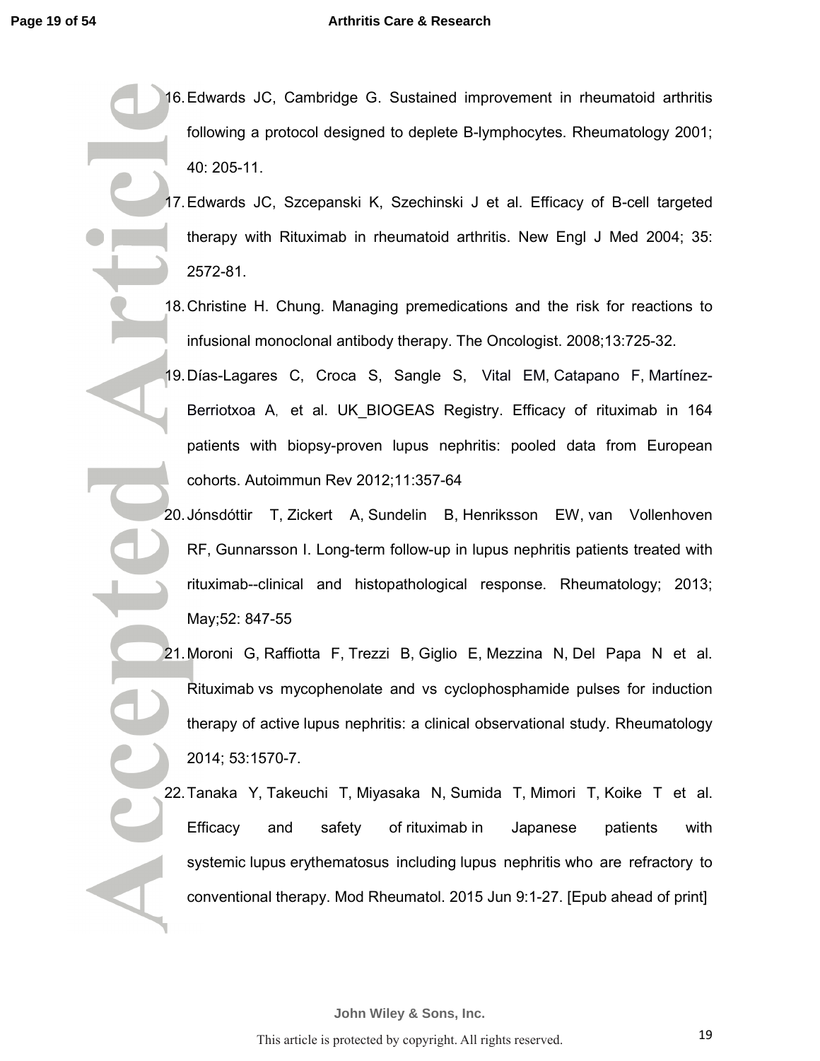16. Edwards JC, Cambridge G. Sustained improvement in rheumatoid arthritis following a protocol designed to deplete B-lymphocytes. Rheumatology 2001; 40: 205-11.
17. Edwards JC, Szcepanski K, Szechinski J et al. Efficacy of B-cell targeted therapy with Rituximab in rheumatoid arthritis. New Engl J Med 2004; 35: 2572-81.
18. Christine H. Chung. Managing premedications and the risk for reactions to infusional monoclonal antibody therapy. The Oncologist. 2008;13:725-32.
19. Días-Lagares C, Croca S, Sangle S, Vital EM, Catapano F, Martínez-Berriotxoa A, et al. UK_BIOGEAS Registry. Efficacy of rituximab in 164 patients with biopsy-proven lupus nephritis: pooled data from European cohorts. Autoimmun Rev 2012;11:357-64
20. Jónsdóttir T, Zickert A, Sundelin B, Henriksson EW, van Vollenhoven RF, Gunnarsson I. Long-term follow-up in lupus nephritis patients treated with rituximab--clinical and histopathological response. Rheumatology; 2013; May;52: 847-55
21. Moroni G, Raffiotta F, Trezzi B, Giglio E, Mezzina N, Del Papa N et al. Rituximab vs mycophenolate and vs cyclophosphamide pulses for induction therapy of active lupus nephritis: a clinical observational study. Rheumatology 2014; 53:1570-7.
22. Tanaka Y, Takeuchi T, Miyasaka N, Sumida T, Mimori T, Koike T et al. Efficacy and safety of rituximab in Japanese patients with systemic lupus erythematosus including lupus nephritis who are refractory to conventional therapy. Mod Rheumatol. 2015 Jun 9:1-27. [Epub ahead of print]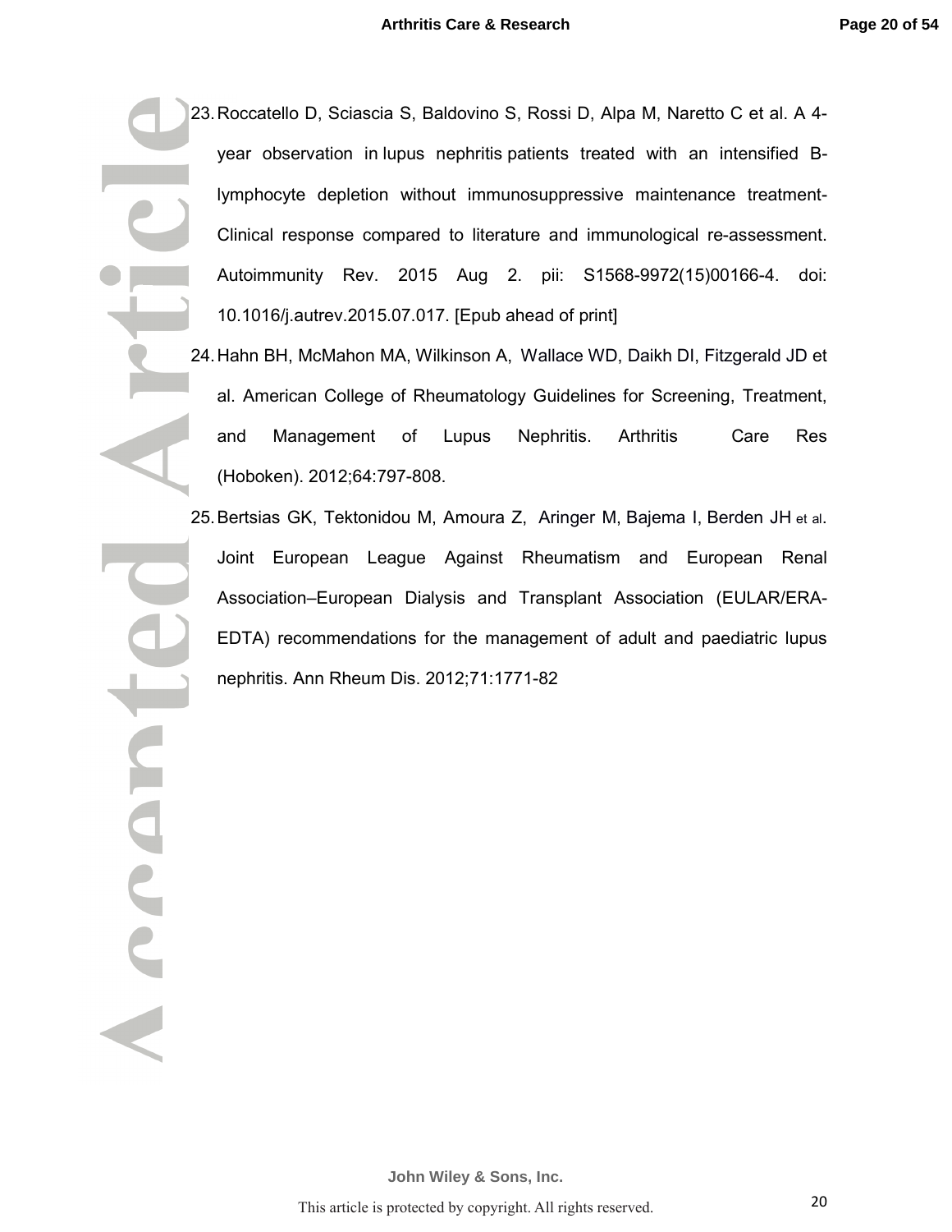23. Roccatello D, Sciascia S, Baldovino S, Rossi D, Alpa M, Naretto C et al. A 4-year observation in lupus nephritis patients treated with an intensified B-lymphocyte depletion without immunosuppressive maintenance treatment-Clinical response compared to literature and immunological re-assessment. Autoimmunity Rev. 2015 Aug 2. pii: S1568-9972(15)00166-4. doi: 10.1016/j.autrev.2015.07.017. [Epub ahead of print]
24. Hahn BH, McMahon MA, Wilkinson A, Wallace WD, Daikh DI, Fitzgerald JD et al. American College of Rheumatology Guidelines for Screening, Treatment, and Management of Lupus Nephritis. Arthritis Care Res (Hoboken). 2012;64:797-808.
25. Bertsias GK, Tektonidou M, Amoura Z, Aringer M, Bajema I, Berden JH et al. Joint European League Against Rheumatism and European Renal Association–European Dialysis and Transplant Association (EULAR/ERA-EDTA) recommendations for the management of adult and paediatric lupus nephritis. Ann Rheum Dis. 2012;71:1771-82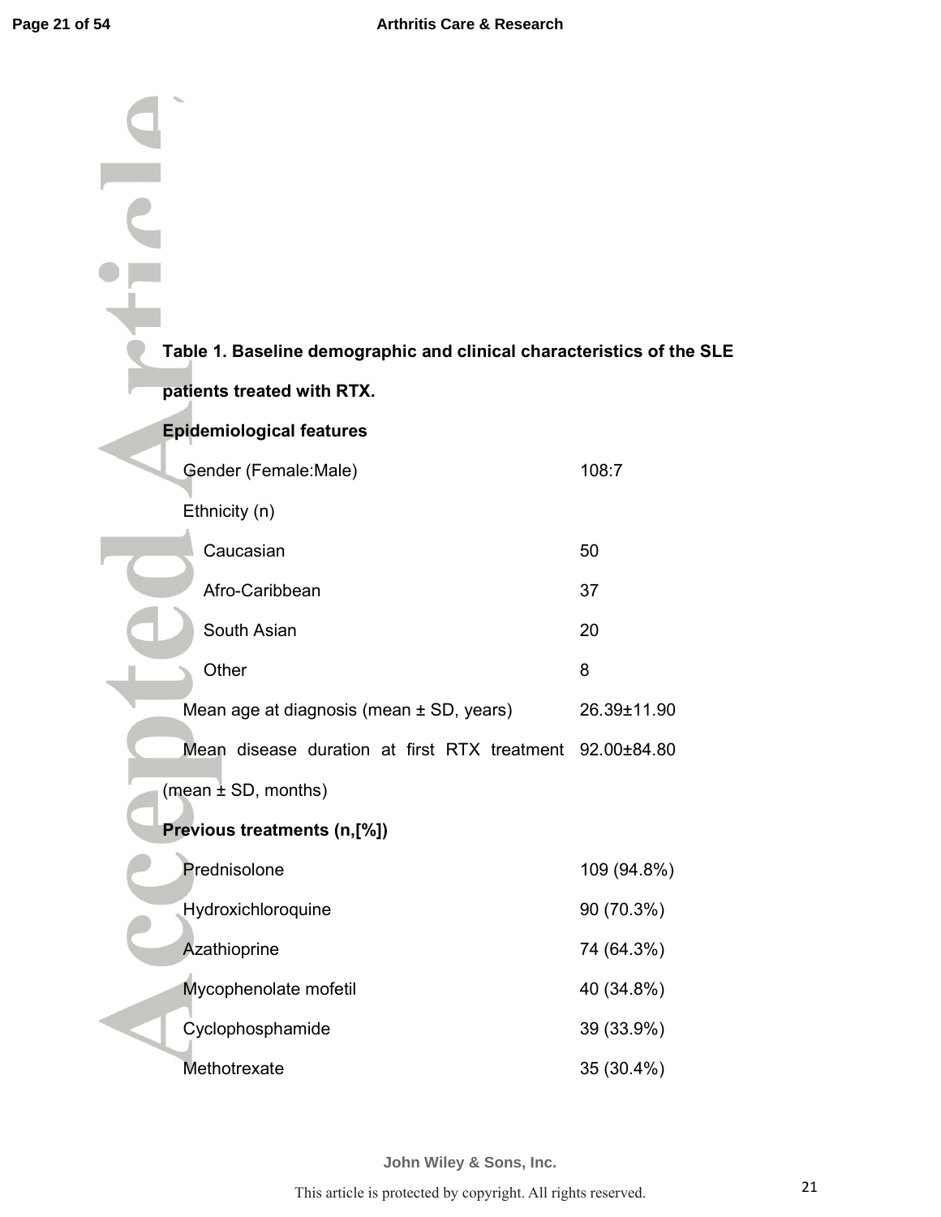**Table 1. Baseline demographic and clinical characteristics of the SLE patients treated with RTX.**

| | |
|---|---|
| **Epidemiological features** | |
| Gender (Female:Male) | 108:7 |
| Ethnicity (n) | |
| Caucasian | 50 |
| Afro-Caribbean | 37 |
| South Asian | 20 |
| Other | 8 |
| Mean age at diagnosis (mean ± SD, years) | 26.39±11.90 |
| Mean disease duration at first RTX treatment (mean ± SD, months) | 92.00±84.80 |
| **Previous treatments (n,[%])** | |
| Prednisolone | 109 (94.8%) |
| Hydroxichloroquine | 90 (70.3%) |
| Azathioprine | 74 (64.3%) |
| Mycophenolate mofetil | 40 (34.8%) |
| Cyclophosphamide | 39 (33.9%) |
| Methotrexate | 35 (30.4%) |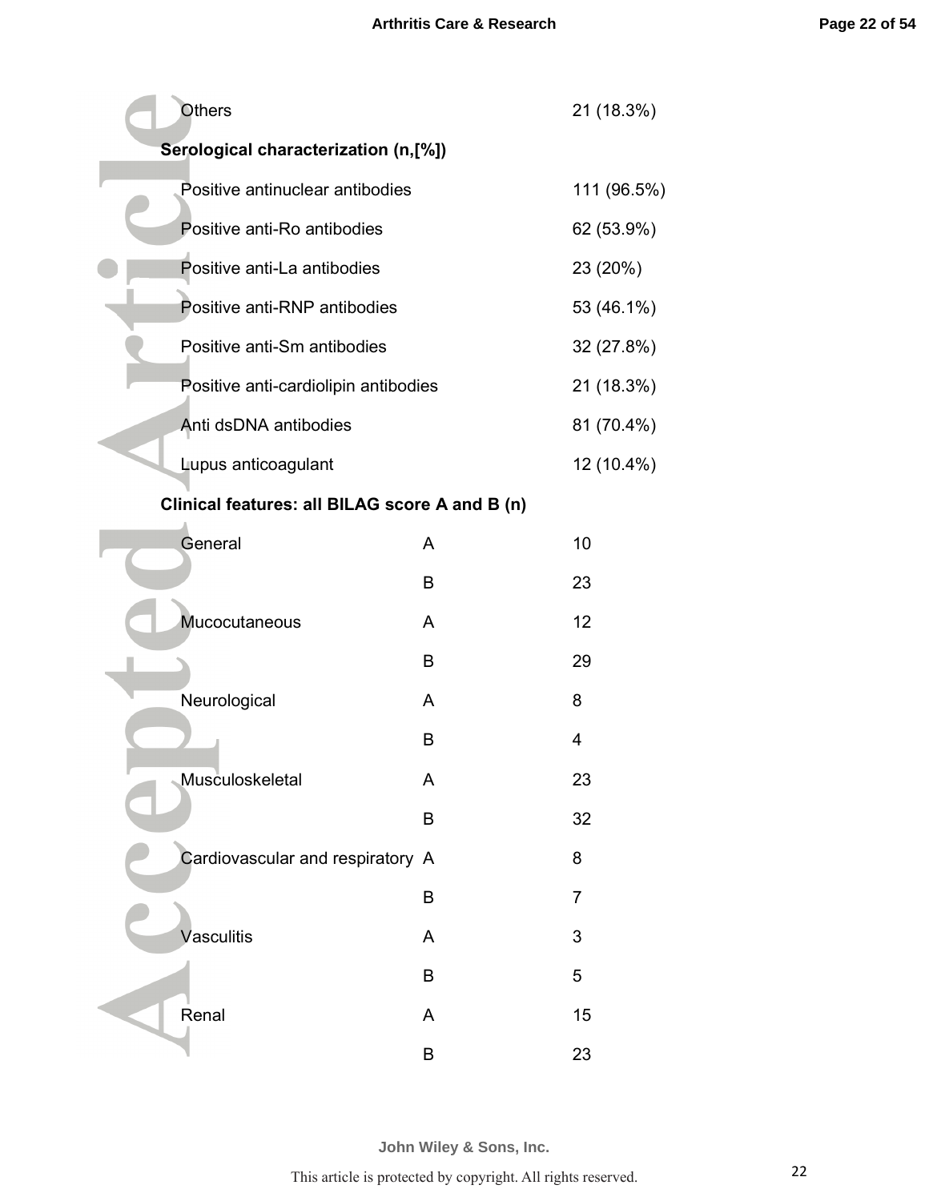| | | |
|---|---|---|
| Others | | 21 (18.3%) |
| **Serological characterization (n,[%])** | | |
| Positive antinuclear antibodies | | 111 (96.5%) |
| Positive anti-Ro antibodies | | 62 (53.9%) |
| Positive anti-La antibodies | | 23 (20%) |
| Positive anti-RNP antibodies | | 53 (46.1%) |
| Positive anti-Sm antibodies | | 32 (27.8%) |
| Positive anti-cardiolipin antibodies | | 21 (18.3%) |
| Anti dsDNA antibodies | | 81 (70.4%) |
| Lupus anticoagulant | | 12 (10.4%) |
| **Clinical features: all BILAG score A and B (n)** | | |
| General | A | 10 |
| | B | 23 |
| Mucocutaneous | A | 12 |
| | B | 29 |
| Neurological | A | 8 |
| | B | 4 |
| Musculoskeletal | A | 23 |
| | B | 32 |
| Cardiovascular and respiratory | A | 8 |
| | B | 7 |
| Vasculitis | A | 3 |
| | B | 5 |
| Renal | A | 15 |
| | B | 23 |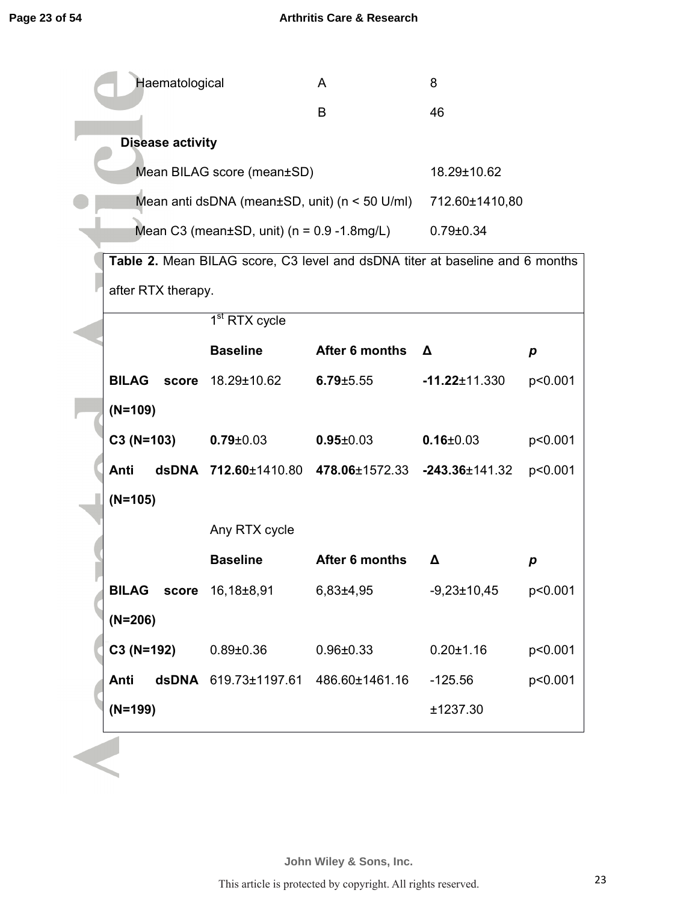| | | |
|---|---|---|
| Haematological | A | 8 |
| | B | 46 |
| **Disease activity** | | |
| Mean BILAG score (mean±SD) | | 18.29±10.62 |
| Mean anti dsDNA (mean±SD, unit) (n < 50 U/ml) | | 712.60±1410,80 |
| Mean C3 (mean±SD, unit) (n = 0.9 -1.8mg/L) | | 0.79±0.34 |

**Table 2.** Mean BILAG score, C3 level and dsDNA titer at baseline and 6 months after RTX therapy.

| | 1st RTX cycle | | | |
|---|---|---|---|---|
| | **Baseline** | **After 6 months** | **Δ** | ***p*** |
| **BILAG score (N=109)** | 18.29±10.62 | **6.79**±5.55 | **-11.22**±11.330 | p<0.001 |
| **C3 (N=103)** | **0.79**±0.03 | **0.95**±0.03 | **0.16**±0.03 | p<0.001 |
| **Anti dsDNA (N=105)** | **712.60**±1410.80 | **478.06**±1572.33 | **-243.36**±141.32 | p<0.001 |
| | Any RTX cycle | | | |
| | **Baseline** | **After 6 months** | **Δ** | ***p*** |
| **BILAG score (N=206)** | 16,18±8,91 | 6,83±4,95 | -9,23±10,45 | p<0.001 |
| **C3 (N=192)** | 0.89±0.36 | 0.96±0.33 | 0.20±1.16 | p<0.001 |
| **Anti dsDNA (N=199)** | 619.73±1197.61 | 486.60±1461.16 | -125.56 ±1237.30 | p<0.001 |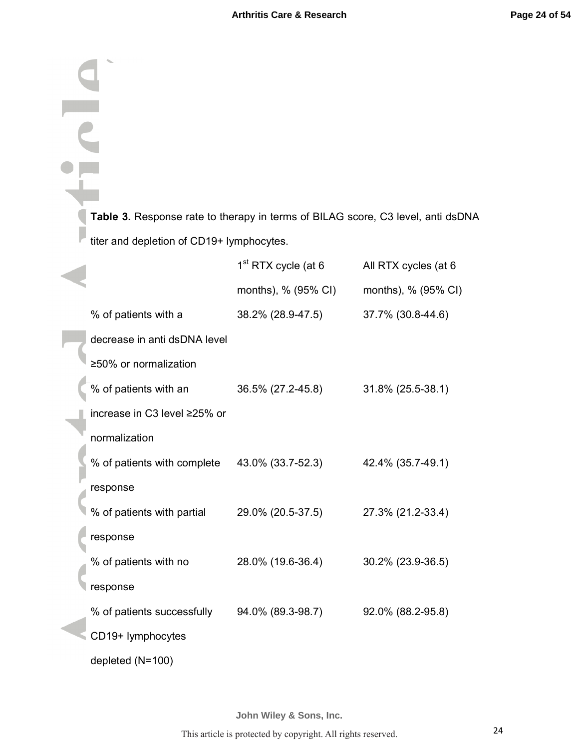**Table 3.** Response rate to therapy in terms of BILAG score, C3 level, anti dsDNA titer and depletion of CD19+ lymphocytes.

| | 1st RTX cycle (at 6 months), % (95% CI) | All RTX cycles (at 6 months), % (95% CI) |
|---|---|---|
| % of patients with a decrease in anti dsDNA level ≥50% or normalization | 38.2% (28.9-47.5) | 37.7% (30.8-44.6) |
| % of patients with an increase in C3 level ≥25% or normalization | 36.5% (27.2-45.8) | 31.8% (25.5-38.1) |
| % of patients with complete response | 43.0% (33.7-52.3) | 42.4% (35.7-49.1) |
| % of patients with partial response | 29.0% (20.5-37.5) | 27.3% (21.2-33.4) |
| % of patients with no response | 28.0% (19.6-36.4) | 30.2% (23.9-36.5) |
| % of patients successfully CD19+ lymphocytes depleted (N=100) | 94.0% (89.3-98.7) | 92.0% (88.2-95.8) |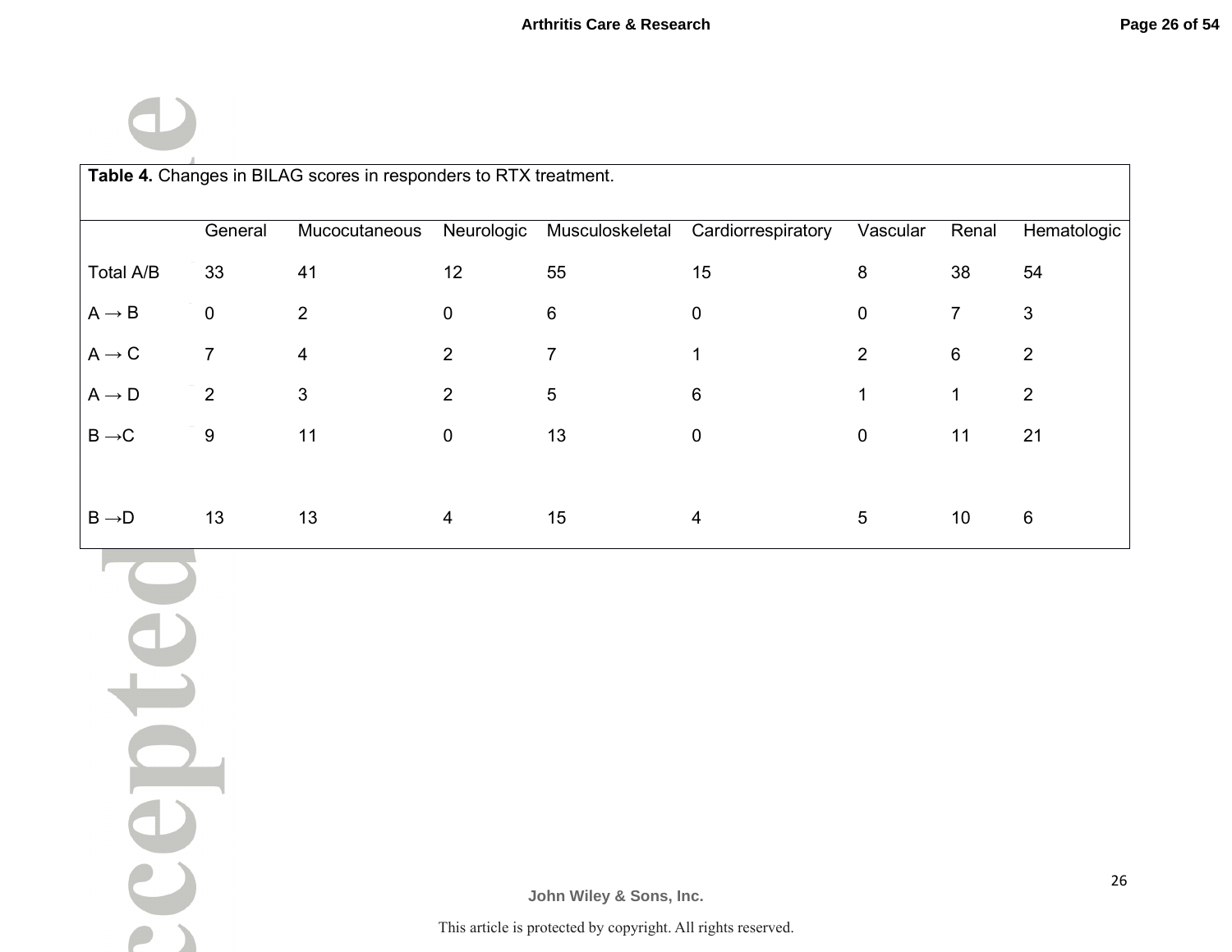**Table 4.** Changes in BILAG scores in responders to RTX treatment.

| | General | Mucocutaneous | Neurologic | Musculoskeletal | Cardiorrespiratory | Vascular | Renal | Hematologic |
|---|---|---|---|---|---|---|---|---|
| Total A/B | 33 | 41 | 12 | 55 | 15 | 8 | 38 | 54 |
| A → B | 0 | 2 | 0 | 6 | 0 | 0 | 7 | 3 |
| A → C | 7 | 4 | 2 | 7 | 1 | 2 | 6 | 2 |
| A → D | 2 | 3 | 2 | 5 | 6 | 1 | 1 | 2 |
| B →C | 9 | 11 | 0 | 13 | 0 | 0 | 11 | 21 |
| B →D | 13 | 13 | 4 | 15 | 4 | 5 | 10 | 6 |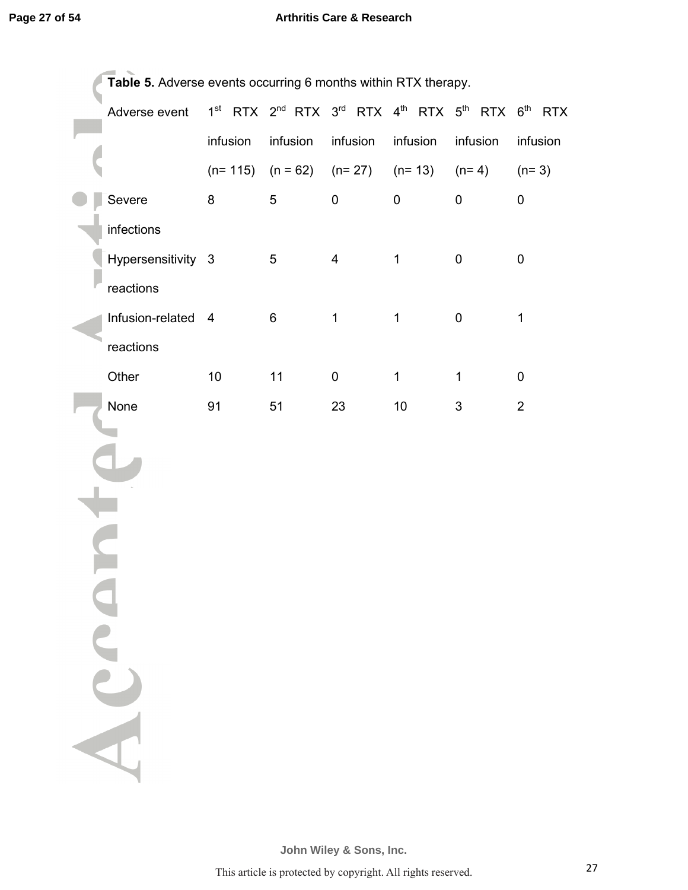**Table 5.** Adverse events occurring 6 months within RTX therapy.

| Adverse event | 1st RTX infusion (n= 115) | 2nd RTX infusion (n = 62) | 3rd RTX infusion (n= 27) | 4th RTX infusion (n= 13) | 5th RTX infusion (n= 4) | 6th RTX infusion (n= 3) |
|---|---|---|---|---|---|---|
| Severe infections | 8 | 5 | 0 | 0 | 0 | 0 |
| Hypersensitivity reactions | 3 | 5 | 4 | 1 | 0 | 0 |
| Infusion-related reactions | 4 | 6 | 1 | 1 | 0 | 1 |
| Other | 10 | 11 | 0 | 1 | 1 | 0 |
| None | 91 | 51 | 23 | 10 | 3 | 2 |